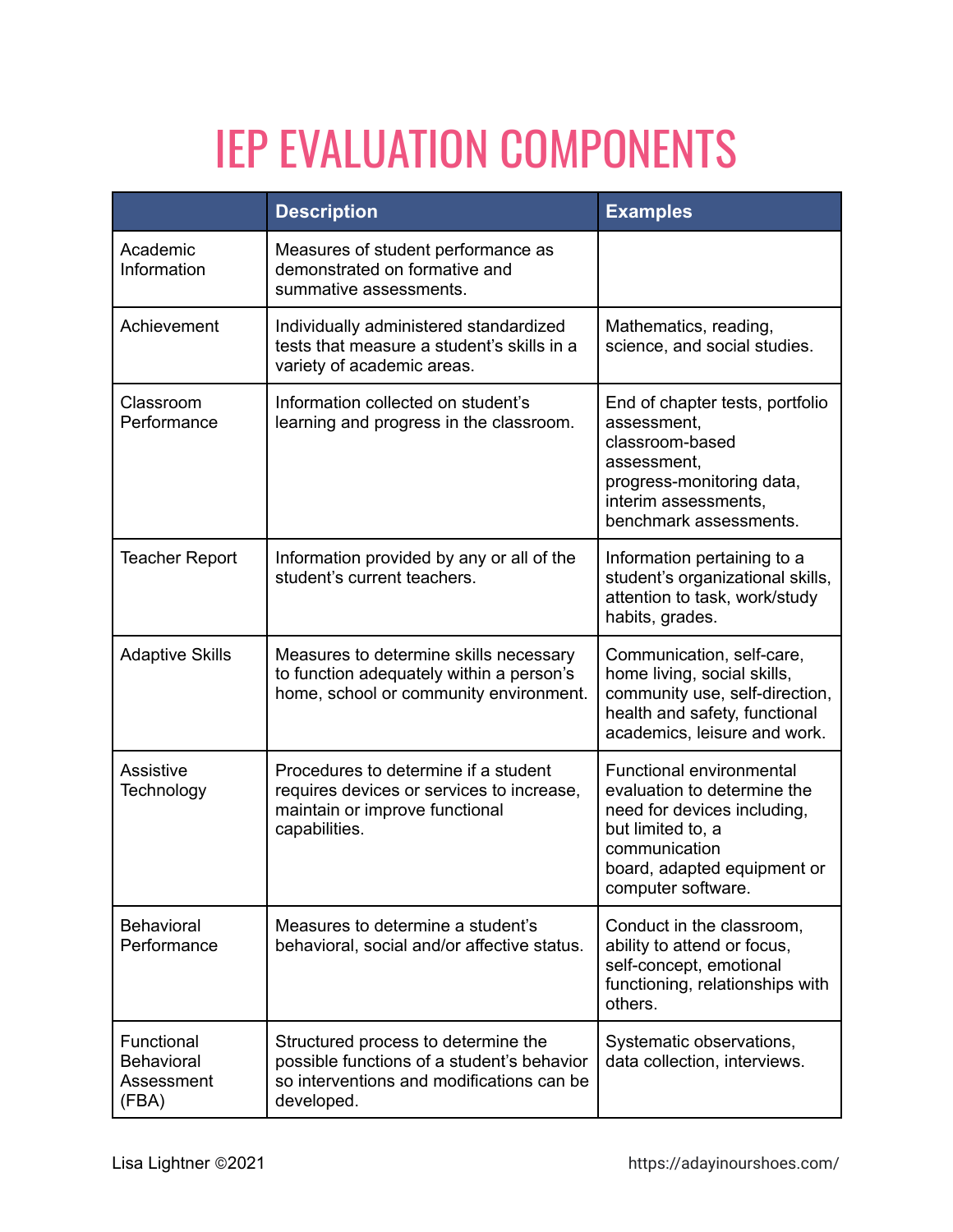# IEP EVALUATION COMPONENTS

| | Description | Examples |
|---|---|---|
| Academic Information | Measures of student performance as demonstrated on formative and summative assessments. | |
| Achievement | Individually administered standardized tests that measure a student's skills in a variety of academic areas. | Mathematics, reading, science, and social studies. |
| Classroom Performance | Information collected on student's learning and progress in the classroom. | End of chapter tests, portfolio assessment, classroom-based assessment, progress-monitoring data, interim assessments, benchmark assessments. |
| Teacher Report | Information provided by any or all of the student's current teachers. | Information pertaining to a student's organizational skills, attention to task, work/study habits, grades. |
| Adaptive Skills | Measures to determine skills necessary to function adequately within a person's home, school or community environment. | Communication, self-care, home living, social skills, community use, self-direction, health and safety, functional academics, leisure and work. |
| Assistive Technology | Procedures to determine if a student requires devices or services to increase, maintain or improve functional capabilities. | Functional environmental evaluation to determine the need for devices including, but limited to, a communication board, adapted equipment or computer software. |
| Behavioral Performance | Measures to determine a student's behavioral, social and/or affective status. | Conduct in the classroom, ability to attend or focus, self-concept, emotional functioning, relationships with others. |
| Functional Behavioral Assessment (FBA) | Structured process to determine the possible functions of a student's behavior so interventions and modifications can be developed. | Systematic observations, data collection, interviews. |

Lisa Lightner ©2021 https://adayinourshoes.com/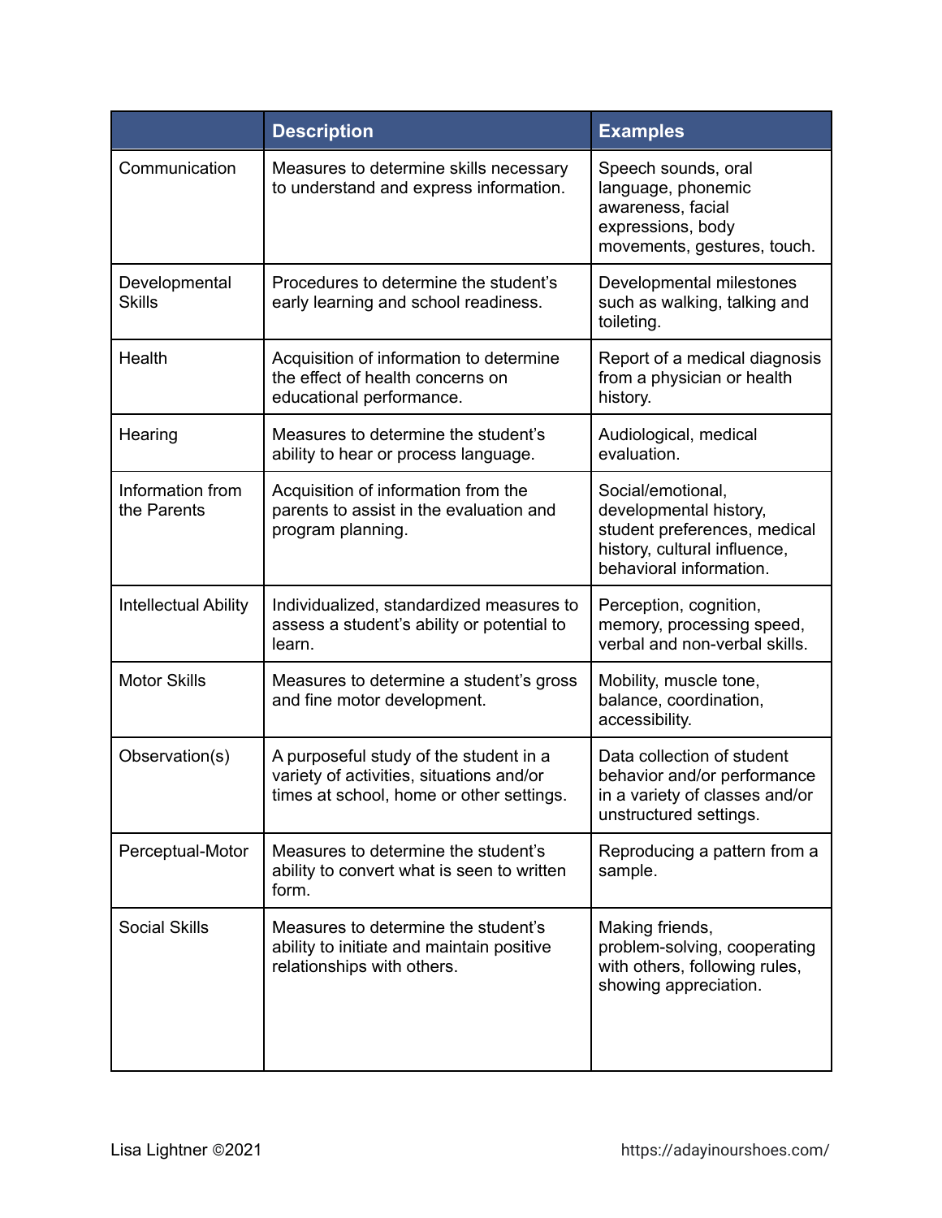| | Description | Examples |
|---|---|---|
| Communication | Measures to determine skills necessary to understand and express information. | Speech sounds, oral language, phonemic awareness, facial expressions, body movements, gestures, touch. |
| Developmental Skills | Procedures to determine the student's early learning and school readiness. | Developmental milestones such as walking, talking and toileting. |
| Health | Acquisition of information to determine the effect of health concerns on educational performance. | Report of a medical diagnosis from a physician or health history. |
| Hearing | Measures to determine the student's ability to hear or process language. | Audiological, medical evaluation. |
| Information from the Parents | Acquisition of information from the parents to assist in the evaluation and program planning. | Social/emotional, developmental history, student preferences, medical history, cultural influence, behavioral information. |
| Intellectual Ability | Individualized, standardized measures to assess a student's ability or potential to learn. | Perception, cognition, memory, processing speed, verbal and non-verbal skills. |
| Motor Skills | Measures to determine a student's gross and fine motor development. | Mobility, muscle tone, balance, coordination, accessibility. |
| Observation(s) | A purposeful study of the student in a variety of activities, situations and/or times at school, home or other settings. | Data collection of student behavior and/or performance in a variety of classes and/or unstructured settings. |
| Perceptual-Motor | Measures to determine the student's ability to convert what is seen to written form. | Reproducing a pattern from a sample. |
| Social Skills | Measures to determine the student's ability to initiate and maintain positive relationships with others. | Making friends, problem-solving, cooperating with others, following rules, showing appreciation. |

Lisa Lightner ©2021 https://adayinourshoes.com/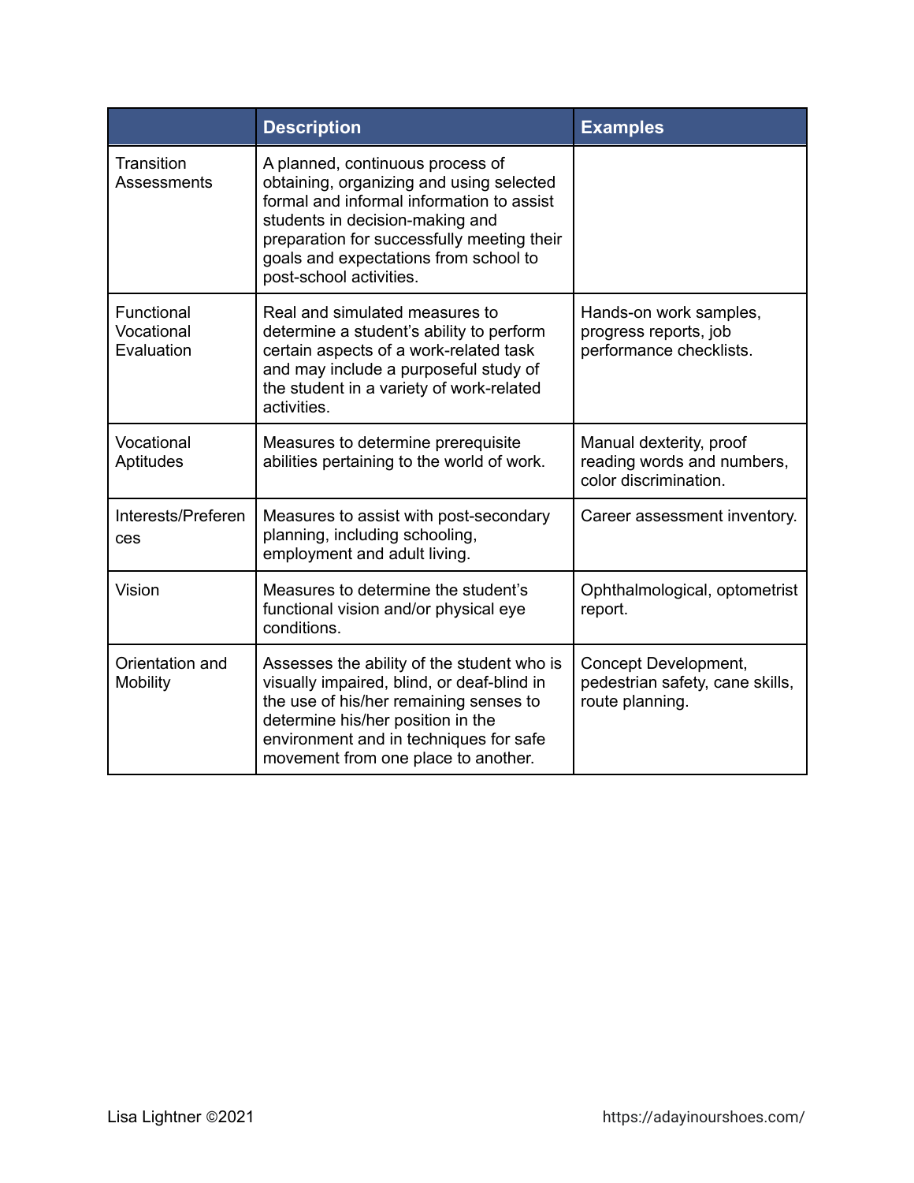| | Description | Examples |
|---|---|---|
| Transition Assessments | A planned, continuous process of obtaining, organizing and using selected formal and informal information to assist students in decision-making and preparation for successfully meeting their goals and expectations from school to post-school activities. | |
| Functional Vocational Evaluation | Real and simulated measures to determine a student's ability to perform certain aspects of a work-related task and may include a purposeful study of the student in a variety of work-related activities. | Hands-on work samples, progress reports, job performance checklists. |
| Vocational Aptitudes | Measures to determine prerequisite abilities pertaining to the world of work. | Manual dexterity, proof reading words and numbers, color discrimination. |
| Interests/Preferences | Measures to assist with post-secondary planning, including schooling, employment and adult living. | Career assessment inventory. |
| Vision | Measures to determine the student's functional vision and/or physical eye conditions. | Ophthalmological, optometrist report. |
| Orientation and Mobility | Assesses the ability of the student who is visually impaired, blind, or deaf-blind in the use of his/her remaining senses to determine his/her position in the environment and in techniques for safe movement from one place to another. | Concept Development, pedestrian safety, cane skills, route planning. |